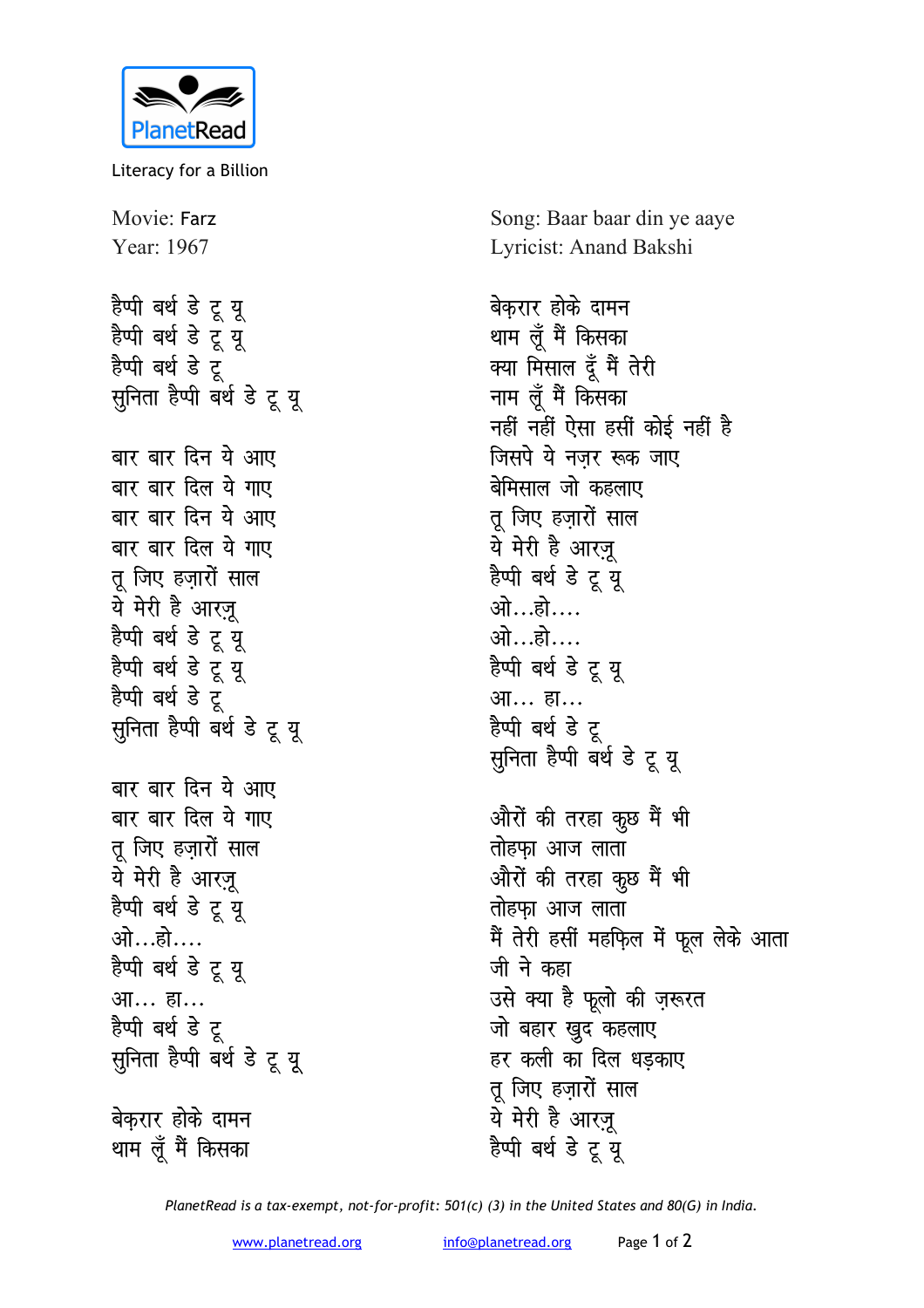PlanetRead

Literacy for a Billion

Movie: Farz
Year: 1967

Song: Baar baar din ye aaye
Lyricist: Anand Bakshi

हैप्पी बर्थ डे टू यू
हैप्पी बर्थ डे टू यू
हैप्पी बर्थ डे टू
सुनिता हैप्पी बर्थ डे टू यू

बार बार दिन ये आए
बार बार दिल ये गाए
बार बार दिन ये आए
बार बार दिल ये गाए
तू जिए हज़ारों साल
ये मेरी है आरज़ू
हैप्पी बर्थ डे टू यू
हैप्पी बर्थ डे टू यू
हैप्पी बर्थ डे टू
सुनिता हैप्पी बर्थ डे टू यू

बार बार दिन ये आए
बार बार दिल ये गाए
तू जिए हज़ारों साल
ये मेरी है आरज़ू
हैप्पी बर्थ डे टू यू
ओ...हो....
हैप्पी बर्थ डे टू यू
आ... हा...
हैप्पी बर्थ डे टू
सुनिता हैप्पी बर्थ डे टू यू

बेक़रार होके दामन
थाम लूँ मैं किसका

बेक़रार होके दामन
थाम लूँ मैं किसका
क्या मिसाल दूँ मैं तेरी
नाम लूँ मैं किसका
नहीं नहीं ऐसा हसीं कोई नहीं है
जिसपे ये नज़र रूक जाए
बेमिसाल जो कहलाए
तू जिए हज़ारों साल
ये मेरी है आरज़ू
हैप्पी बर्थ डे टू यू
ओ...हो....
ओ...हो....
हैप्पी बर्थ डे टू यू
आ... हा...
हैप्पी बर्थ डे टू
सुनिता हैप्पी बर्थ डे टू यू

औरों की तरहा कुछ मैं भी
तोहफ़ा आज लाता
औरों की तरहा कुछ मैं भी
तोहफ़ा आज लाता
मैं तेरी हसीं महफ़िल में फूल लेके आता
जी ने कहा
उसे क्या है फूलो की ज़रूरत
जो बहार खुद कहलाए
हर कली का दिल धड़काए
तू जिए हज़ारों साल
ये मेरी है आरज़ू
हैप्पी बर्थ डे टू यू

*PlanetRead is a tax-exempt, not-for-profit: 501(c) (3) in the United States and 80(G) in India.*

www.planetread.org info@planetread.org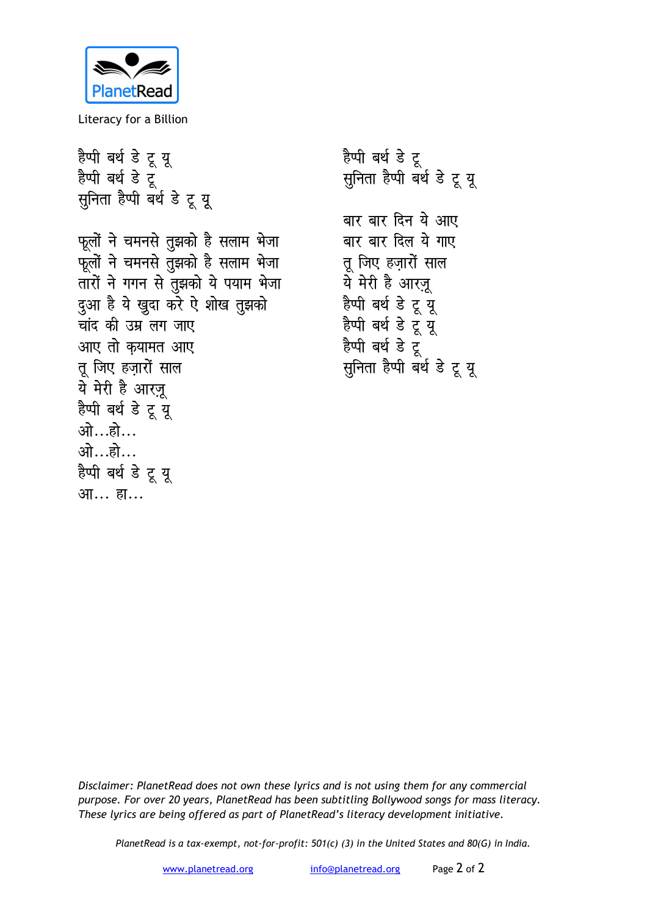PlanetRead

Literacy for a Billion

हैप्पी बर्थ डे टू यू
हैप्पी बर्थ डे टू
सुनिता हैप्पी बर्थ डे टू यू

फूलों ने चमनसे तुझको है सलाम भेजा
फूलों ने चमनसे तुझको है सलाम भेजा
तारों ने गगन से तुझको ये पयाम भेजा
दुआ है ये खुदा करे ऐ शोख तुझको
चांद की उम्र लग जाए
आए तो क़यामत आए
तू जिए हज़ारों साल
ये मेरी है आरज़ू
हैप्पी बर्थ डे टू यू
ओ...हो...
ओ...हो...
हैप्पी बर्थ डे टू यू
आ... हा...

हैप्पी बर्थ डे टू
सुनिता हैप्पी बर्थ डे टू यू

बार बार दिन ये आए
बार बार दिल ये गाए
तू जिए हज़ारों साल
ये मेरी है आरज़ू
हैप्पी बर्थ डे टू यू
हैप्पी बर्थ डे टू यू
हैप्पी बर्थ डे टू
सुनिता हैप्पी बर्थ डे टू यू

*Disclaimer: PlanetRead does not own these lyrics and is not using them for any commercial purpose. For over 20 years, PlanetRead has been subtitling Bollywood songs for mass literacy. These lyrics are being offered as part of PlanetRead's literacy development initiative.*

*PlanetRead is a tax-exempt, not-for-profit: 501(c) (3) in the United States and 80(G) in India.*

www.planetread.org info@planetread.org